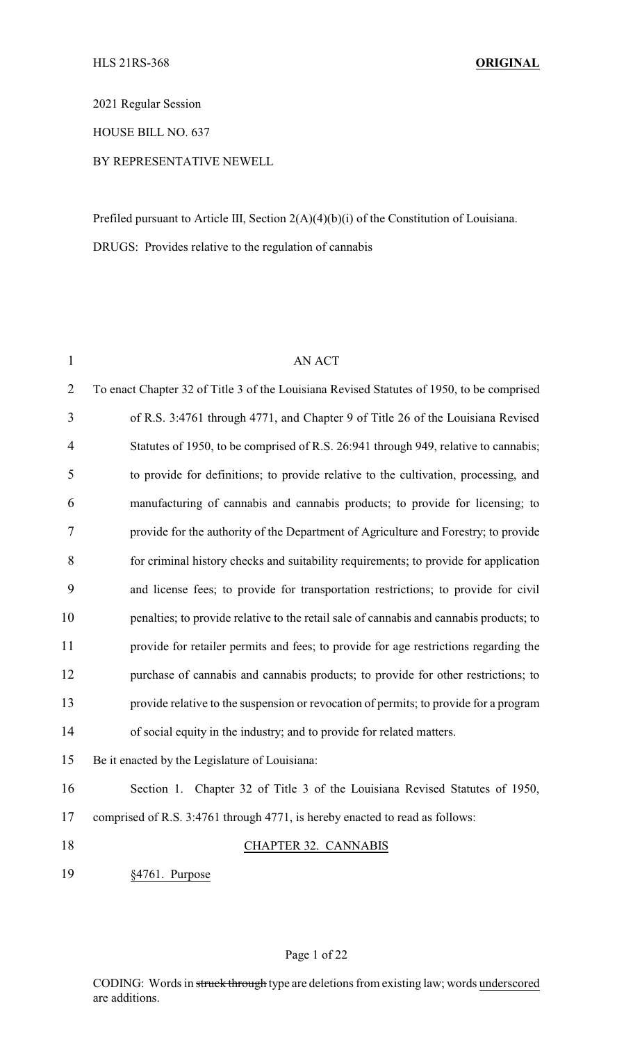HLS 21RS-368 **ORIGINAL**

2021 Regular Session

HOUSE BILL NO. 637

BY REPRESENTATIVE NEWELL

Prefiled pursuant to Article III, Section 2(A)(4)(b)(i) of the Constitution of Louisiana.

DRUGS: Provides relative to the regulation of cannabis

AN ACT

To enact Chapter 32 of Title 3 of the Louisiana Revised Statutes of 1950, to be comprised of R.S. 3:4761 through 4771, and Chapter 9 of Title 26 of the Louisiana Revised Statutes of 1950, to be comprised of R.S. 26:941 through 949, relative to cannabis; to provide for definitions; to provide relative to the cultivation, processing, and manufacturing of cannabis and cannabis products; to provide for licensing; to provide for the authority of the Department of Agriculture and Forestry; to provide for criminal history checks and suitability requirements; to provide for application and license fees; to provide for transportation restrictions; to provide for civil penalties; to provide relative to the retail sale of cannabis and cannabis products; to provide for retailer permits and fees; to provide for age restrictions regarding the purchase of cannabis and cannabis products; to provide for other restrictions; to provide relative to the suspension or revocation of permits; to provide for a program of social equity in the industry; and to provide for related matters.

Be it enacted by the Legislature of Louisiana:

Section 1. Chapter 32 of Title 3 of the Louisiana Revised Statutes of 1950, comprised of R.S. 3:4761 through 4771, is hereby enacted to read as follows:

CHAPTER 32. CANNABIS

§4761. Purpose

CODING: Words in ~~struck through~~ type are deletions from existing law; words underscored are additions.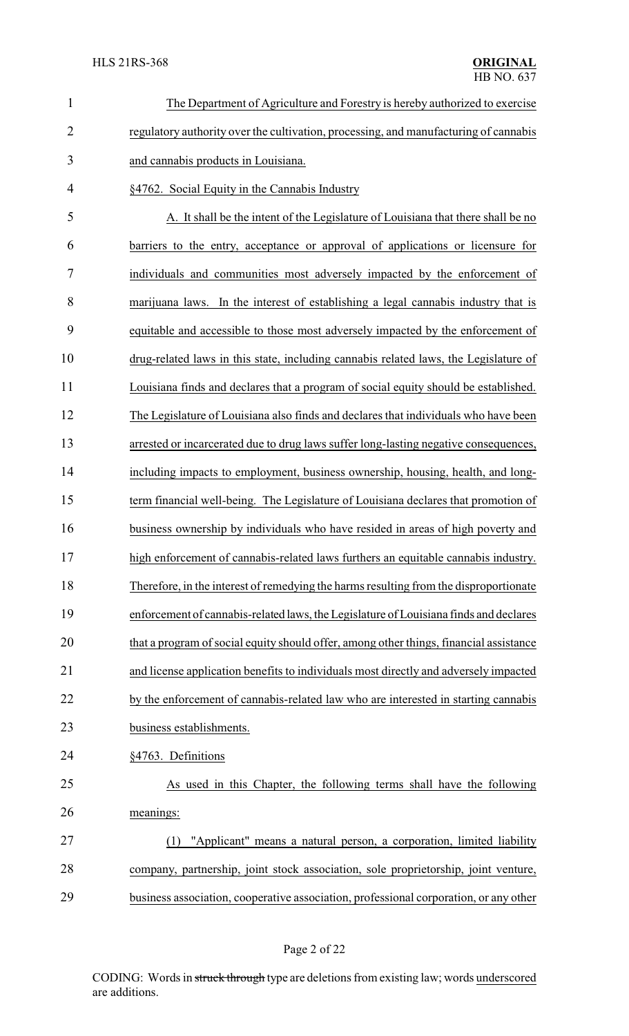The Department of Agriculture and Forestry is hereby authorized to exercise regulatory authority over the cultivation, processing, and manufacturing of cannabis and cannabis products in Louisiana.

§4762. Social Equity in the Cannabis Industry

A. It shall be the intent of the Legislature of Louisiana that there shall be no barriers to the entry, acceptance or approval of applications or licensure for individuals and communities most adversely impacted by the enforcement of marijuana laws. In the interest of establishing a legal cannabis industry that is equitable and accessible to those most adversely impacted by the enforcement of drug-related laws in this state, including cannabis related laws, the Legislature of Louisiana finds and declares that a program of social equity should be established. The Legislature of Louisiana also finds and declares that individuals who have been arrested or incarcerated due to drug laws suffer long-lasting negative consequences, including impacts to employment, business ownership, housing, health, and long-term financial well-being. The Legislature of Louisiana declares that promotion of business ownership by individuals who have resided in areas of high poverty and high enforcement of cannabis-related laws furthers an equitable cannabis industry. Therefore, in the interest of remedying the harms resulting from the disproportionate enforcement of cannabis-related laws, the Legislature of Louisiana finds and declares that a program of social equity should offer, among other things, financial assistance and license application benefits to individuals most directly and adversely impacted by the enforcement of cannabis-related law who are interested in starting cannabis business establishments.

§4763. Definitions

As used in this Chapter, the following terms shall have the following meanings:

(1) "Applicant" means a natural person, a corporation, limited liability company, partnership, joint stock association, sole proprietorship, joint venture, business association, cooperative association, professional corporation, or any other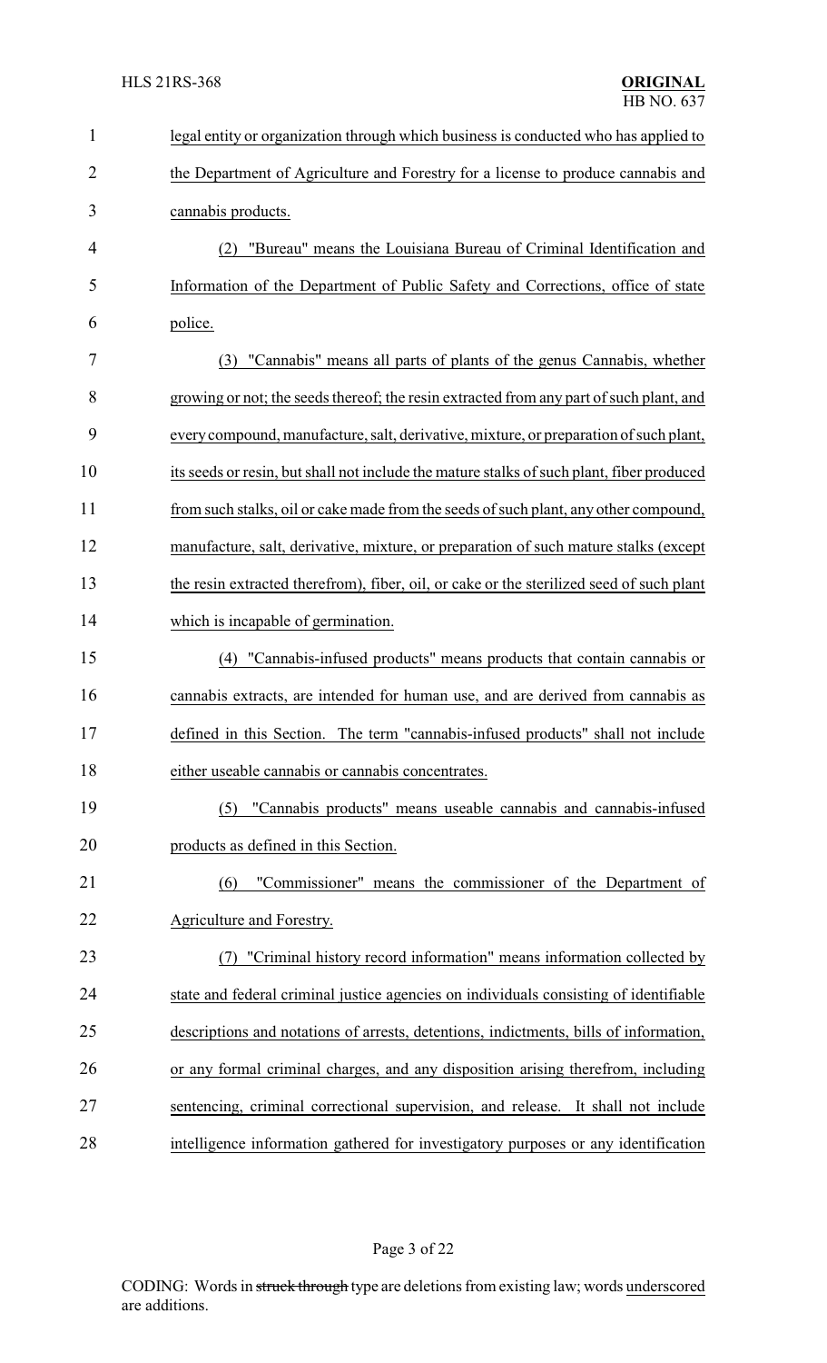legal entity or organization through which business is conducted who has applied to the Department of Agriculture and Forestry for a license to produce cannabis and cannabis products.

(2) "Bureau" means the Louisiana Bureau of Criminal Identification and Information of the Department of Public Safety and Corrections, office of state police.

(3) "Cannabis" means all parts of plants of the genus Cannabis, whether growing or not; the seeds thereof; the resin extracted from any part of such plant, and every compound, manufacture, salt, derivative, mixture, or preparation of such plant, its seeds or resin, but shall not include the mature stalks of such plant, fiber produced from such stalks, oil or cake made from the seeds of such plant, any other compound, manufacture, salt, derivative, mixture, or preparation of such mature stalks (except the resin extracted therefrom), fiber, oil, or cake or the sterilized seed of such plant which is incapable of germination.

(4) "Cannabis-infused products" means products that contain cannabis or cannabis extracts, are intended for human use, and are derived from cannabis as defined in this Section. The term "cannabis-infused products" shall not include either useable cannabis or cannabis concentrates.

(5) "Cannabis products" means useable cannabis and cannabis-infused products as defined in this Section.

(6) "Commissioner" means the commissioner of the Department of Agriculture and Forestry.

(7) "Criminal history record information" means information collected by state and federal criminal justice agencies on individuals consisting of identifiable descriptions and notations of arrests, detentions, indictments, bills of information, or any formal criminal charges, and any disposition arising therefrom, including sentencing, criminal correctional supervision, and release. It shall not include intelligence information gathered for investigatory purposes or any identification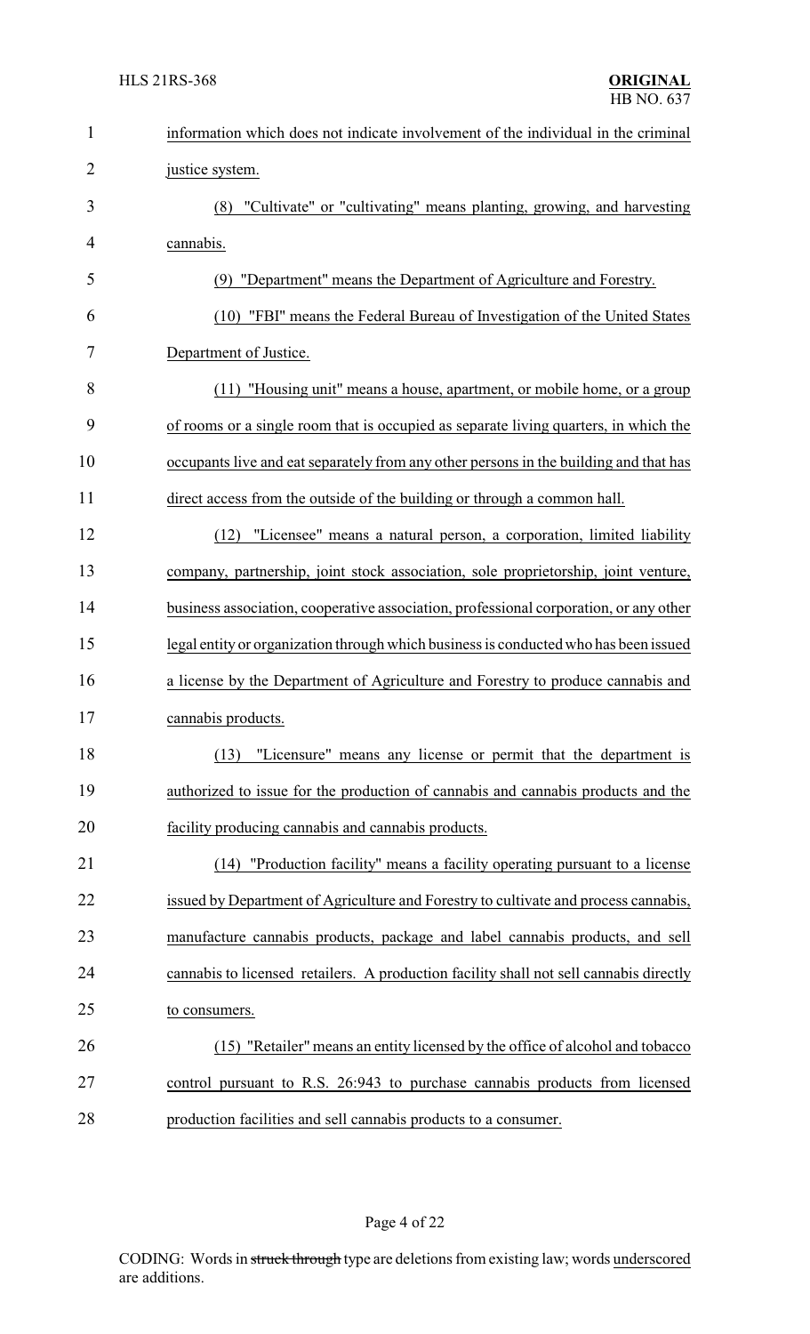information which does not indicate involvement of the individual in the criminal justice system.

(8) "Cultivate" or "cultivating" means planting, growing, and harvesting cannabis.

(9) "Department" means the Department of Agriculture and Forestry.

(10) "FBI" means the Federal Bureau of Investigation of the United States Department of Justice.

(11) "Housing unit" means a house, apartment, or mobile home, or a group of rooms or a single room that is occupied as separate living quarters, in which the occupants live and eat separately from any other persons in the building and that has direct access from the outside of the building or through a common hall.

(12) "Licensee" means a natural person, a corporation, limited liability company, partnership, joint stock association, sole proprietorship, joint venture, business association, cooperative association, professional corporation, or any other legal entity or organization through which business is conducted who has been issued a license by the Department of Agriculture and Forestry to produce cannabis and cannabis products.

(13) "Licensure" means any license or permit that the department is authorized to issue for the production of cannabis and cannabis products and the facility producing cannabis and cannabis products.

(14) "Production facility" means a facility operating pursuant to a license issued by Department of Agriculture and Forestry to cultivate and process cannabis, manufacture cannabis products, package and label cannabis products, and sell cannabis to licensed retailers. A production facility shall not sell cannabis directly to consumers.

(15) "Retailer" means an entity licensed by the office of alcohol and tobacco control pursuant to R.S. 26:943 to purchase cannabis products from licensed production facilities and sell cannabis products to a consumer.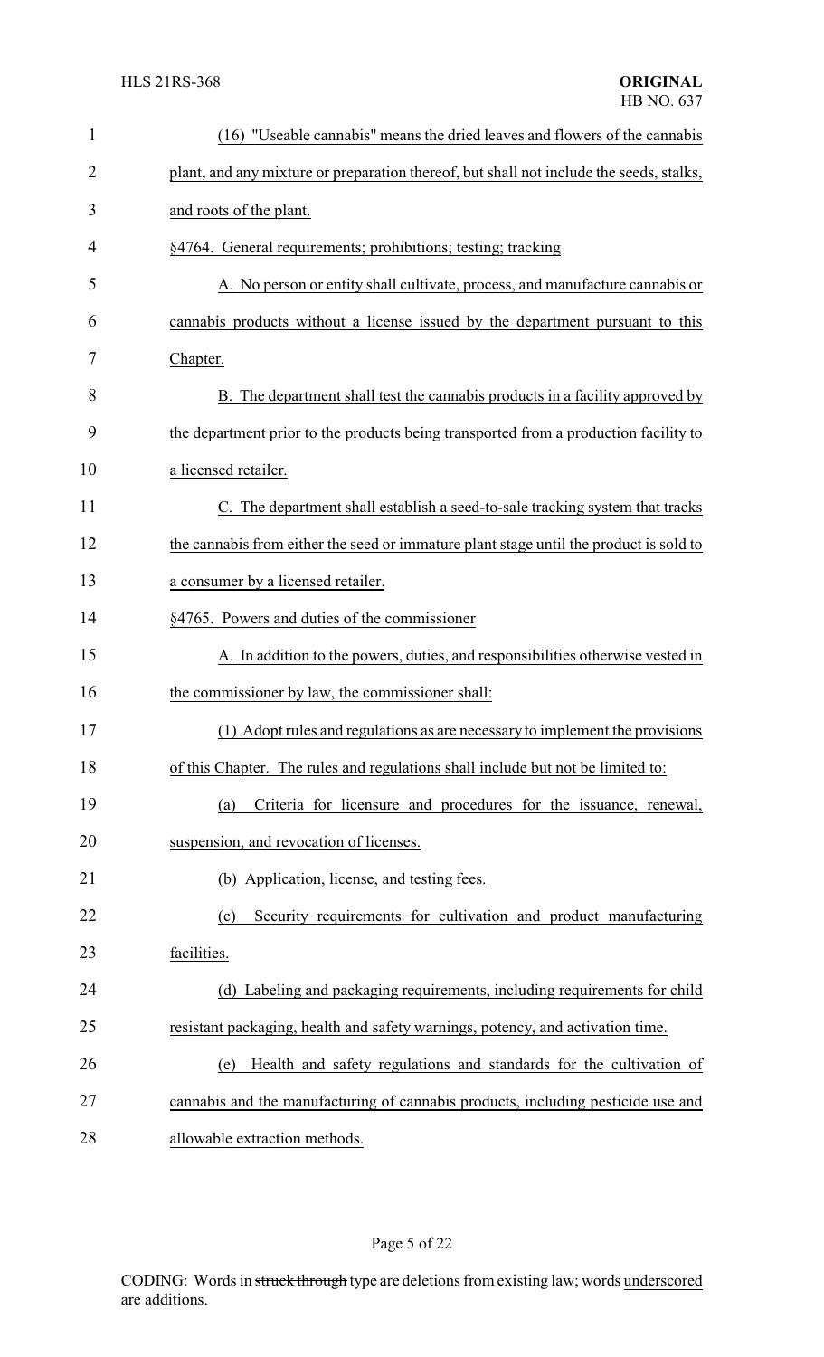(16) "Useable cannabis" means the dried leaves and flowers of the cannabis plant, and any mixture or preparation thereof, but shall not include the seeds, stalks, and roots of the plant.

§4764. General requirements; prohibitions; testing; tracking

A. No person or entity shall cultivate, process, and manufacture cannabis or cannabis products without a license issued by the department pursuant to this Chapter.

B. The department shall test the cannabis products in a facility approved by the department prior to the products being transported from a production facility to a licensed retailer.

C. The department shall establish a seed-to-sale tracking system that tracks the cannabis from either the seed or immature plant stage until the product is sold to a consumer by a licensed retailer.

§4765. Powers and duties of the commissioner

A. In addition to the powers, duties, and responsibilities otherwise vested in the commissioner by law, the commissioner shall:

(1) Adopt rules and regulations as are necessary to implement the provisions of this Chapter. The rules and regulations shall include but not be limited to:

(a) Criteria for licensure and procedures for the issuance, renewal, suspension, and revocation of licenses.

(b) Application, license, and testing fees.

(c) Security requirements for cultivation and product manufacturing facilities.

(d) Labeling and packaging requirements, including requirements for child resistant packaging, health and safety warnings, potency, and activation time.

(e) Health and safety regulations and standards for the cultivation of cannabis and the manufacturing of cannabis products, including pesticide use and allowable extraction methods.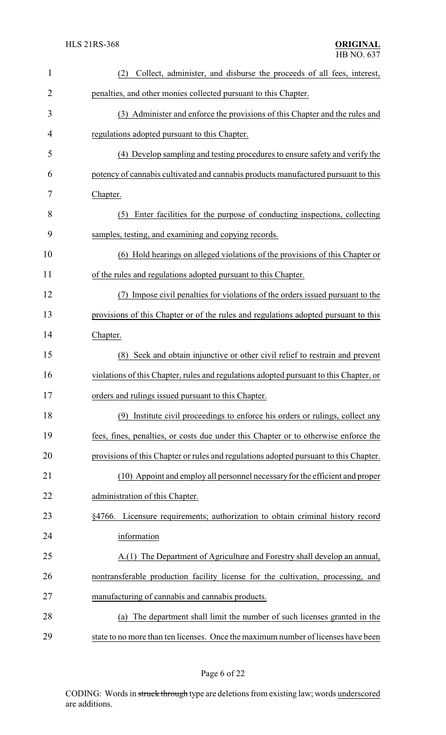(2) Collect, administer, and disburse the proceeds of all fees, interest, penalties, and other monies collected pursuant to this Chapter.

(3) Administer and enforce the provisions of this Chapter and the rules and regulations adopted pursuant to this Chapter.

(4) Develop sampling and testing procedures to ensure safety and verify the potency of cannabis cultivated and cannabis products manufactured pursuant to this Chapter.

(5) Enter facilities for the purpose of conducting inspections, collecting samples, testing, and examining and copying records.

(6) Hold hearings on alleged violations of the provisions of this Chapter or of the rules and regulations adopted pursuant to this Chapter.

(7) Impose civil penalties for violations of the orders issued pursuant to the provisions of this Chapter or of the rules and regulations adopted pursuant to this Chapter.

(8) Seek and obtain injunctive or other civil relief to restrain and prevent violations of this Chapter, rules and regulations adopted pursuant to this Chapter, or orders and rulings issued pursuant to this Chapter.

(9) Institute civil proceedings to enforce his orders or rulings, collect any fees, fines, penalties, or costs due under this Chapter or to otherwise enforce the provisions of this Chapter or rules and regulations adopted pursuant to this Chapter.

(10) Appoint and employ all personnel necessary for the efficient and proper administration of this Chapter.

§4766. Licensure requirements; authorization to obtain criminal history record information

A.(1) The Department of Agriculture and Forestry shall develop an annual, nontransferable production facility license for the cultivation, processing, and manufacturing of cannabis and cannabis products.

(a) The department shall limit the number of such licenses granted in the state to no more than ten licenses. Once the maximum number of licenses have been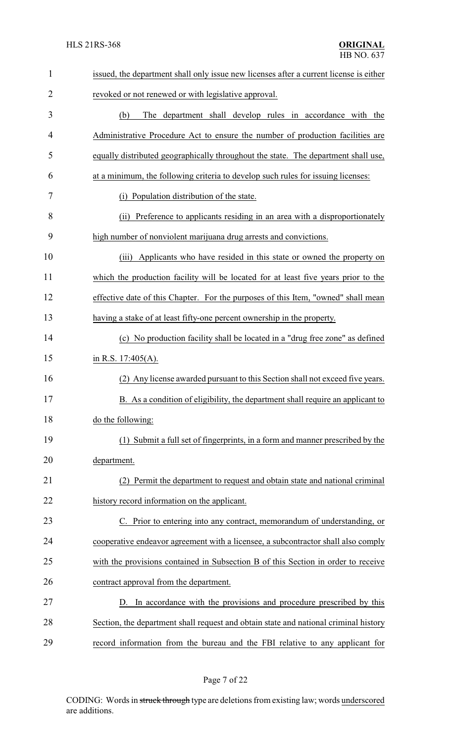issued, the department shall only issue new licenses after a current license is either revoked or not renewed or with legislative approval.

(b) The department shall develop rules in accordance with the Administrative Procedure Act to ensure the number of production facilities are equally distributed geographically throughout the state. The department shall use, at a minimum, the following criteria to develop such rules for issuing licenses:

(i) Population distribution of the state.

(ii) Preference to applicants residing in an area with a disproportionately high number of nonviolent marijuana drug arrests and convictions.

(iii) Applicants who have resided in this state or owned the property on which the production facility will be located for at least five years prior to the effective date of this Chapter. For the purposes of this Item, "owned" shall mean having a stake of at least fifty-one percent ownership in the property.

(c) No production facility shall be located in a "drug free zone" as defined in R.S. 17:405(A).

(2) Any license awarded pursuant to this Section shall not exceed five years.

B. As a condition of eligibility, the department shall require an applicant to do the following:

(1) Submit a full set of fingerprints, in a form and manner prescribed by the department.

(2) Permit the department to request and obtain state and national criminal history record information on the applicant.

C. Prior to entering into any contract, memorandum of understanding, or cooperative endeavor agreement with a licensee, a subcontractor shall also comply with the provisions contained in Subsection B of this Section in order to receive contract approval from the department.

D. In accordance with the provisions and procedure prescribed by this Section, the department shall request and obtain state and national criminal history record information from the bureau and the FBI relative to any applicant for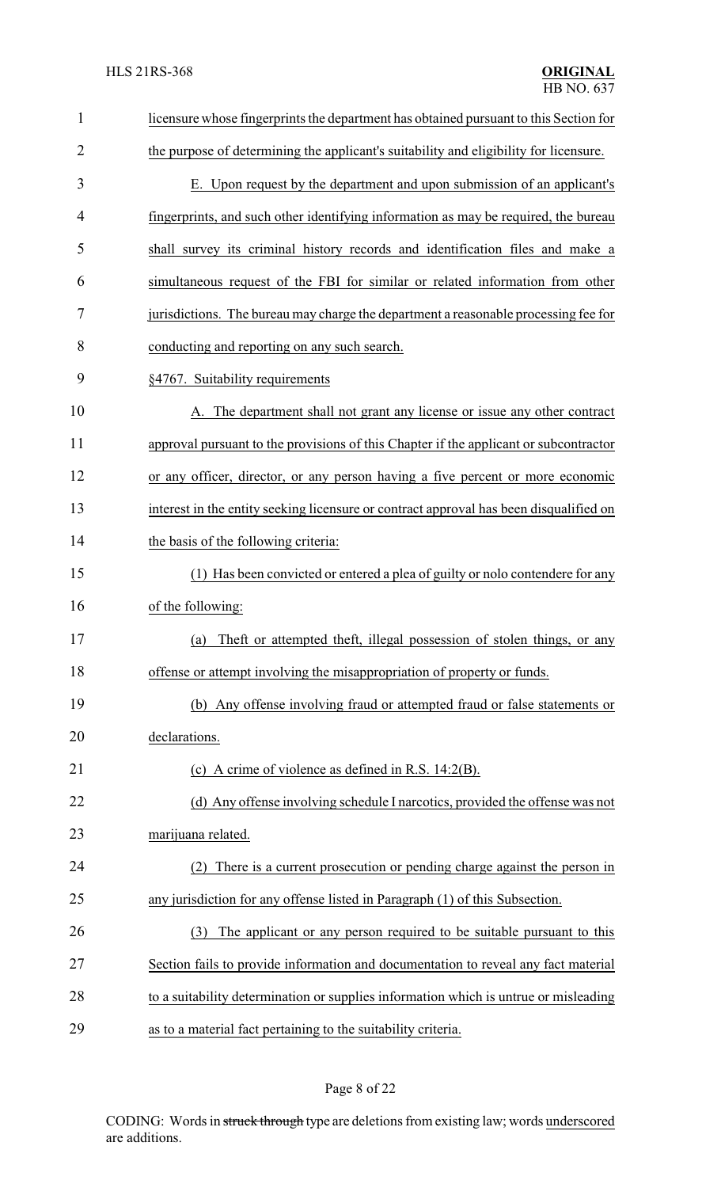licensure whose fingerprints the department has obtained pursuant to this Section for the purpose of determining the applicant's suitability and eligibility for licensure.

E. Upon request by the department and upon submission of an applicant's fingerprints, and such other identifying information as may be required, the bureau shall survey its criminal history records and identification files and make a simultaneous request of the FBI for similar or related information from other jurisdictions. The bureau may charge the department a reasonable processing fee for conducting and reporting on any such search.

§4767. Suitability requirements

A. The department shall not grant any license or issue any other contract approval pursuant to the provisions of this Chapter if the applicant or subcontractor or any officer, director, or any person having a five percent or more economic interest in the entity seeking licensure or contract approval has been disqualified on the basis of the following criteria:

(1) Has been convicted or entered a plea of guilty or nolo contendere for any of the following:

(a) Theft or attempted theft, illegal possession of stolen things, or any offense or attempt involving the misappropriation of property or funds.

(b) Any offense involving fraud or attempted fraud or false statements or declarations.

(c) A crime of violence as defined in R.S. 14:2(B).

(d) Any offense involving schedule I narcotics, provided the offense was not marijuana related.

(2) There is a current prosecution or pending charge against the person in any jurisdiction for any offense listed in Paragraph (1) of this Subsection.

(3) The applicant or any person required to be suitable pursuant to this Section fails to provide information and documentation to reveal any fact material to a suitability determination or supplies information which is untrue or misleading as to a material fact pertaining to the suitability criteria.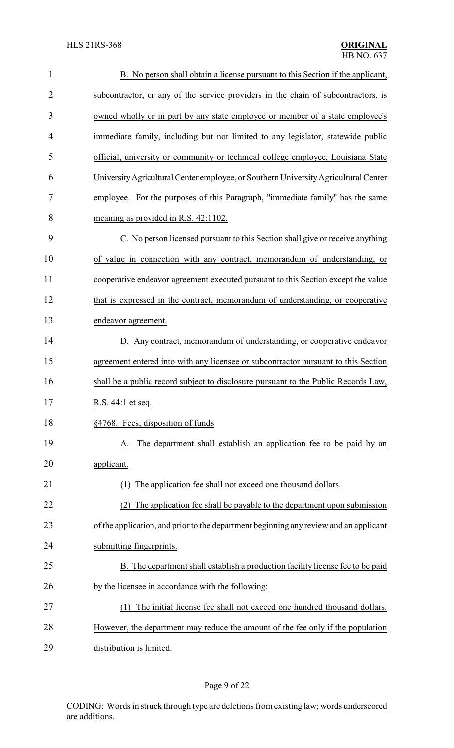B. No person shall obtain a license pursuant to this Section if the applicant, subcontractor, or any of the service providers in the chain of subcontractors, is owned wholly or in part by any state employee or member of a state employee's immediate family, including but not limited to any legislator, statewide public official, university or community or technical college employee, Louisiana State University Agricultural Center employee, or Southern University Agricultural Center employee. For the purposes of this Paragraph, "immediate family" has the same meaning as provided in R.S. 42:1102.

C. No person licensed pursuant to this Section shall give or receive anything of value in connection with any contract, memorandum of understanding, or cooperative endeavor agreement executed pursuant to this Section except the value that is expressed in the contract, memorandum of understanding, or cooperative endeavor agreement.

D. Any contract, memorandum of understanding, or cooperative endeavor agreement entered into with any licensee or subcontractor pursuant to this Section shall be a public record subject to disclosure pursuant to the Public Records Law, R.S. 44:1 et seq.

§4768. Fees; disposition of funds

A. The department shall establish an application fee to be paid by an applicant.

(1) The application fee shall not exceed one thousand dollars.

(2) The application fee shall be payable to the department upon submission of the application, and prior to the department beginning any review and an applicant submitting fingerprints.

B. The department shall establish a production facility license fee to be paid by the licensee in accordance with the following:

(1) The initial license fee shall not exceed one hundred thousand dollars. However, the department may reduce the amount of the fee only if the population distribution is limited.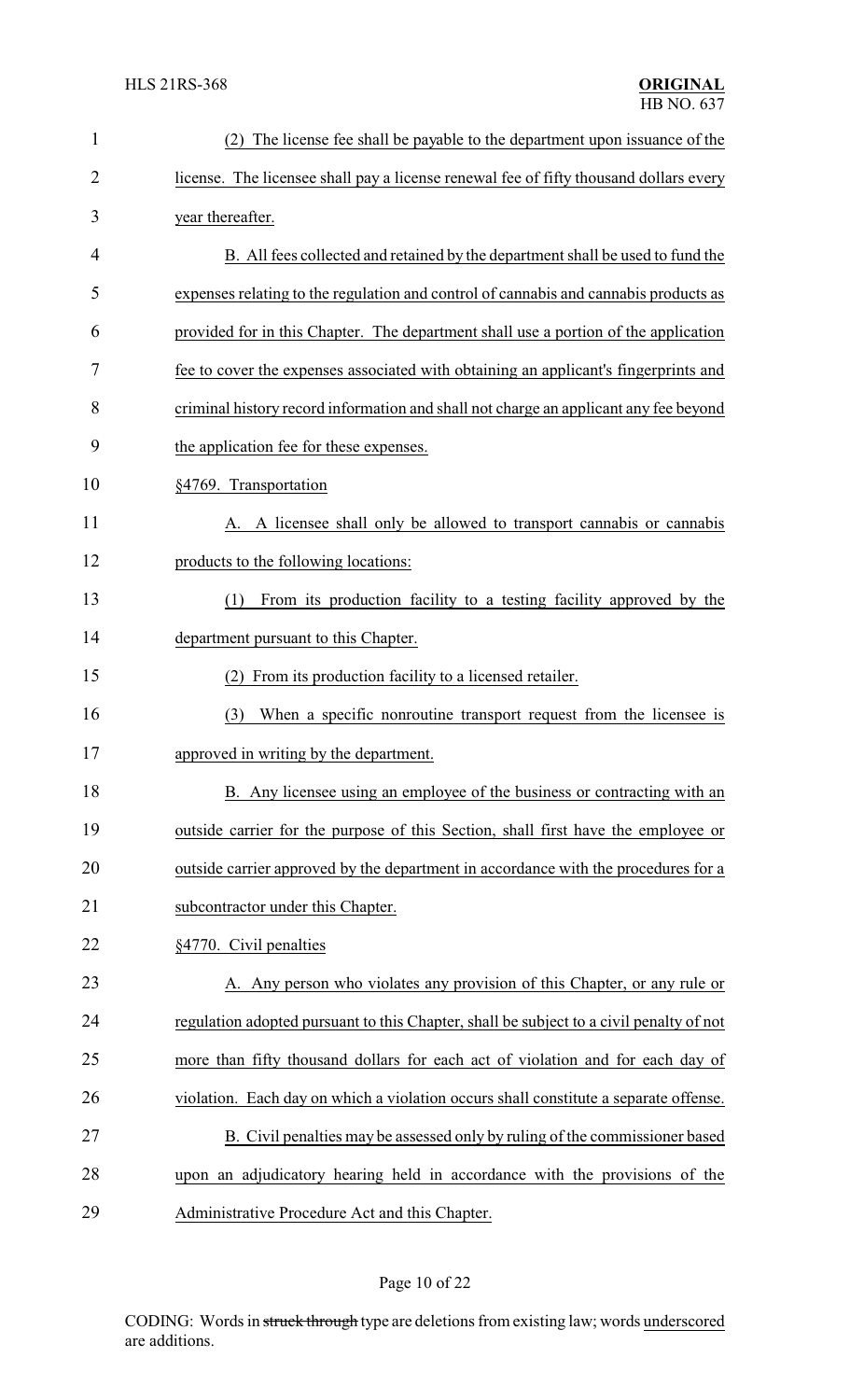(2) The license fee shall be payable to the department upon issuance of the license. The licensee shall pay a license renewal fee of fifty thousand dollars every year thereafter.

B. All fees collected and retained by the department shall be used to fund the expenses relating to the regulation and control of cannabis and cannabis products as provided for in this Chapter. The department shall use a portion of the application fee to cover the expenses associated with obtaining an applicant's fingerprints and criminal history record information and shall not charge an applicant any fee beyond the application fee for these expenses.

§4769. Transportation

A. A licensee shall only be allowed to transport cannabis or cannabis products to the following locations:

(1) From its production facility to a testing facility approved by the department pursuant to this Chapter.

(2) From its production facility to a licensed retailer.

(3) When a specific nonroutine transport request from the licensee is approved in writing by the department.

B. Any licensee using an employee of the business or contracting with an outside carrier for the purpose of this Section, shall first have the employee or outside carrier approved by the department in accordance with the procedures for a subcontractor under this Chapter.

§4770. Civil penalties

A. Any person who violates any provision of this Chapter, or any rule or regulation adopted pursuant to this Chapter, shall be subject to a civil penalty of not more than fifty thousand dollars for each act of violation and for each day of violation. Each day on which a violation occurs shall constitute a separate offense.

B. Civil penalties may be assessed only by ruling of the commissioner based upon an adjudicatory hearing held in accordance with the provisions of the Administrative Procedure Act and this Chapter.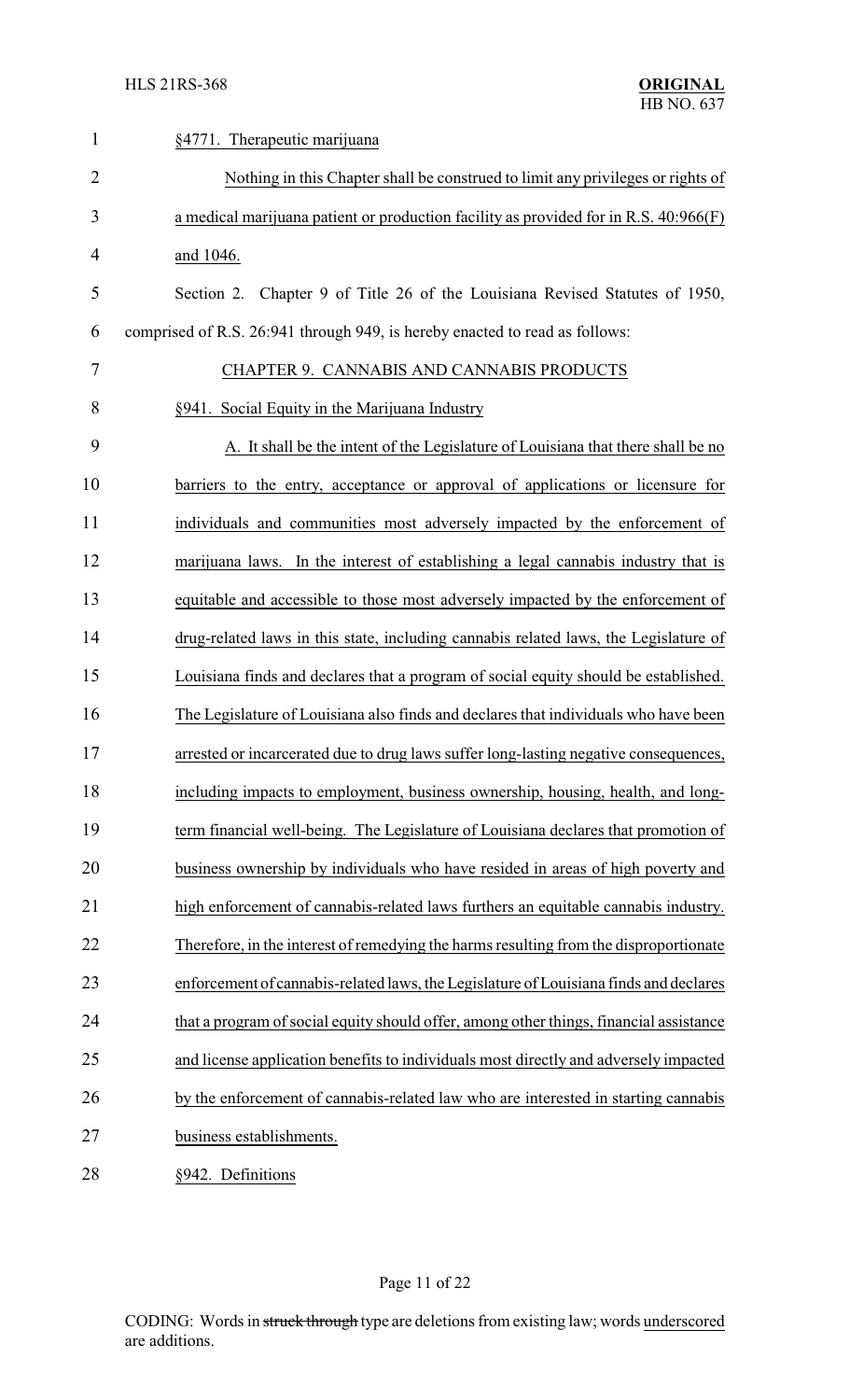§4771. Therapeutic marijuana

Nothing in this Chapter shall be construed to limit any privileges or rights of a medical marijuana patient or production facility as provided for in R.S. 40:966(F) and 1046.

Section 2. Chapter 9 of Title 26 of the Louisiana Revised Statutes of 1950, comprised of R.S. 26:941 through 949, is hereby enacted to read as follows:

CHAPTER 9. CANNABIS AND CANNABIS PRODUCTS

§941. Social Equity in the Marijuana Industry

A. It shall be the intent of the Legislature of Louisiana that there shall be no barriers to the entry, acceptance or approval of applications or licensure for individuals and communities most adversely impacted by the enforcement of marijuana laws. In the interest of establishing a legal cannabis industry that is equitable and accessible to those most adversely impacted by the enforcement of drug-related laws in this state, including cannabis related laws, the Legislature of Louisiana finds and declares that a program of social equity should be established. The Legislature of Louisiana also finds and declares that individuals who have been arrested or incarcerated due to drug laws suffer long-lasting negative consequences, including impacts to employment, business ownership, housing, health, and long-term financial well-being. The Legislature of Louisiana declares that promotion of business ownership by individuals who have resided in areas of high poverty and high enforcement of cannabis-related laws furthers an equitable cannabis industry. Therefore, in the interest of remedying the harms resulting from the disproportionate enforcement of cannabis-related laws, the Legislature of Louisiana finds and declares that a program of social equity should offer, among other things, financial assistance and license application benefits to individuals most directly and adversely impacted by the enforcement of cannabis-related law who are interested in starting cannabis business establishments.

§942. Definitions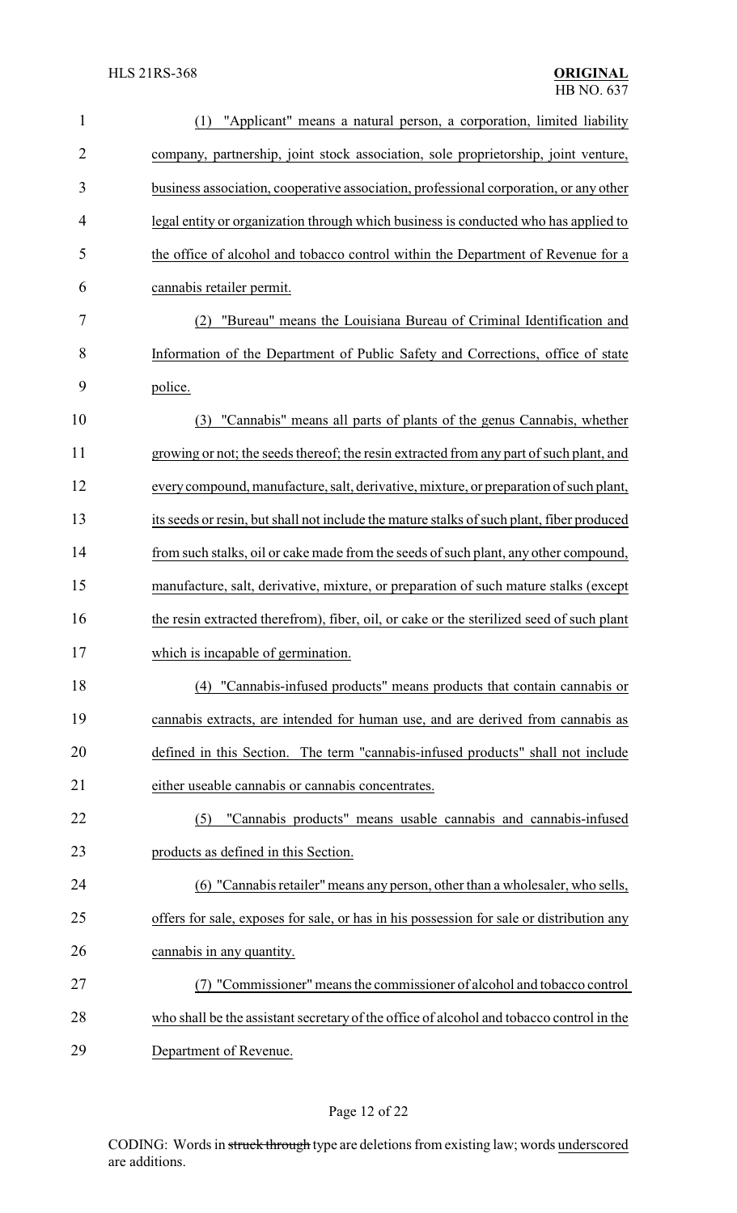(1) "Applicant" means a natural person, a corporation, limited liability company, partnership, joint stock association, sole proprietorship, joint venture, business association, cooperative association, professional corporation, or any other legal entity or organization through which business is conducted who has applied to the office of alcohol and tobacco control within the Department of Revenue for a cannabis retailer permit.

(2) "Bureau" means the Louisiana Bureau of Criminal Identification and Information of the Department of Public Safety and Corrections, office of state police.

(3) "Cannabis" means all parts of plants of the genus Cannabis, whether growing or not; the seeds thereof; the resin extracted from any part of such plant, and every compound, manufacture, salt, derivative, mixture, or preparation of such plant, its seeds or resin, but shall not include the mature stalks of such plant, fiber produced from such stalks, oil or cake made from the seeds of such plant, any other compound, manufacture, salt, derivative, mixture, or preparation of such mature stalks (except the resin extracted therefrom), fiber, oil, or cake or the sterilized seed of such plant which is incapable of germination.

(4) "Cannabis-infused products" means products that contain cannabis or cannabis extracts, are intended for human use, and are derived from cannabis as defined in this Section. The term "cannabis-infused products" shall not include either useable cannabis or cannabis concentrates.

(5) "Cannabis products" means usable cannabis and cannabis-infused products as defined in this Section.

(6) "Cannabis retailer" means any person, other than a wholesaler, who sells, offers for sale, exposes for sale, or has in his possession for sale or distribution any cannabis in any quantity.

(7) "Commissioner" means the commissioner of alcohol and tobacco control who shall be the assistant secretary of the office of alcohol and tobacco control in the Department of Revenue.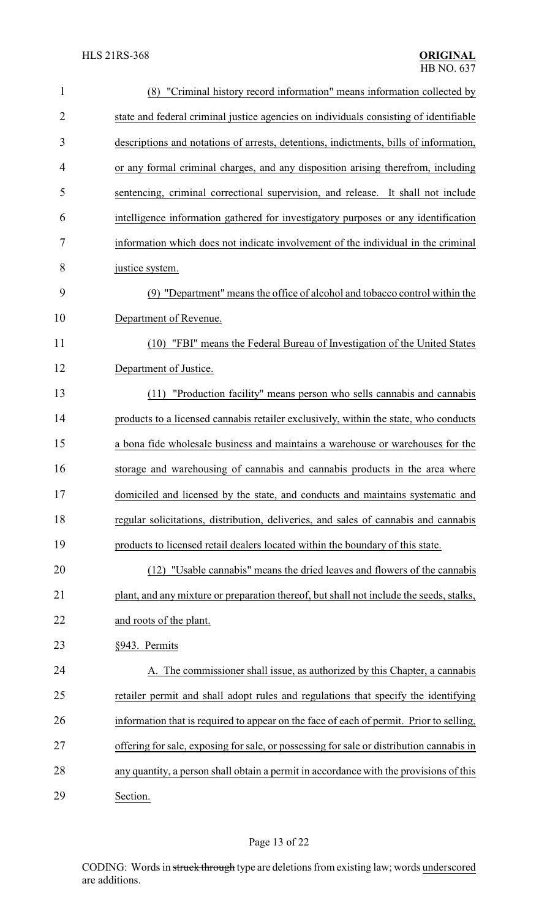(8) "Criminal history record information" means information collected by state and federal criminal justice agencies on individuals consisting of identifiable descriptions and notations of arrests, detentions, indictments, bills of information, or any formal criminal charges, and any disposition arising therefrom, including sentencing, criminal correctional supervision, and release. It shall not include intelligence information gathered for investigatory purposes or any identification information which does not indicate involvement of the individual in the criminal justice system.

(9) "Department" means the office of alcohol and tobacco control within the Department of Revenue.

(10) "FBI" means the Federal Bureau of Investigation of the United States Department of Justice.

(11) "Production facility" means person who sells cannabis and cannabis products to a licensed cannabis retailer exclusively, within the state, who conducts a bona fide wholesale business and maintains a warehouse or warehouses for the storage and warehousing of cannabis and cannabis products in the area where domiciled and licensed by the state, and conducts and maintains systematic and regular solicitations, distribution, deliveries, and sales of cannabis and cannabis products to licensed retail dealers located within the boundary of this state.

(12) "Usable cannabis" means the dried leaves and flowers of the cannabis plant, and any mixture or preparation thereof, but shall not include the seeds, stalks, and roots of the plant.

§943. Permits

A. The commissioner shall issue, as authorized by this Chapter, a cannabis retailer permit and shall adopt rules and regulations that specify the identifying information that is required to appear on the face of each of permit. Prior to selling, offering for sale, exposing for sale, or possessing for sale or distribution cannabis in any quantity, a person shall obtain a permit in accordance with the provisions of this Section.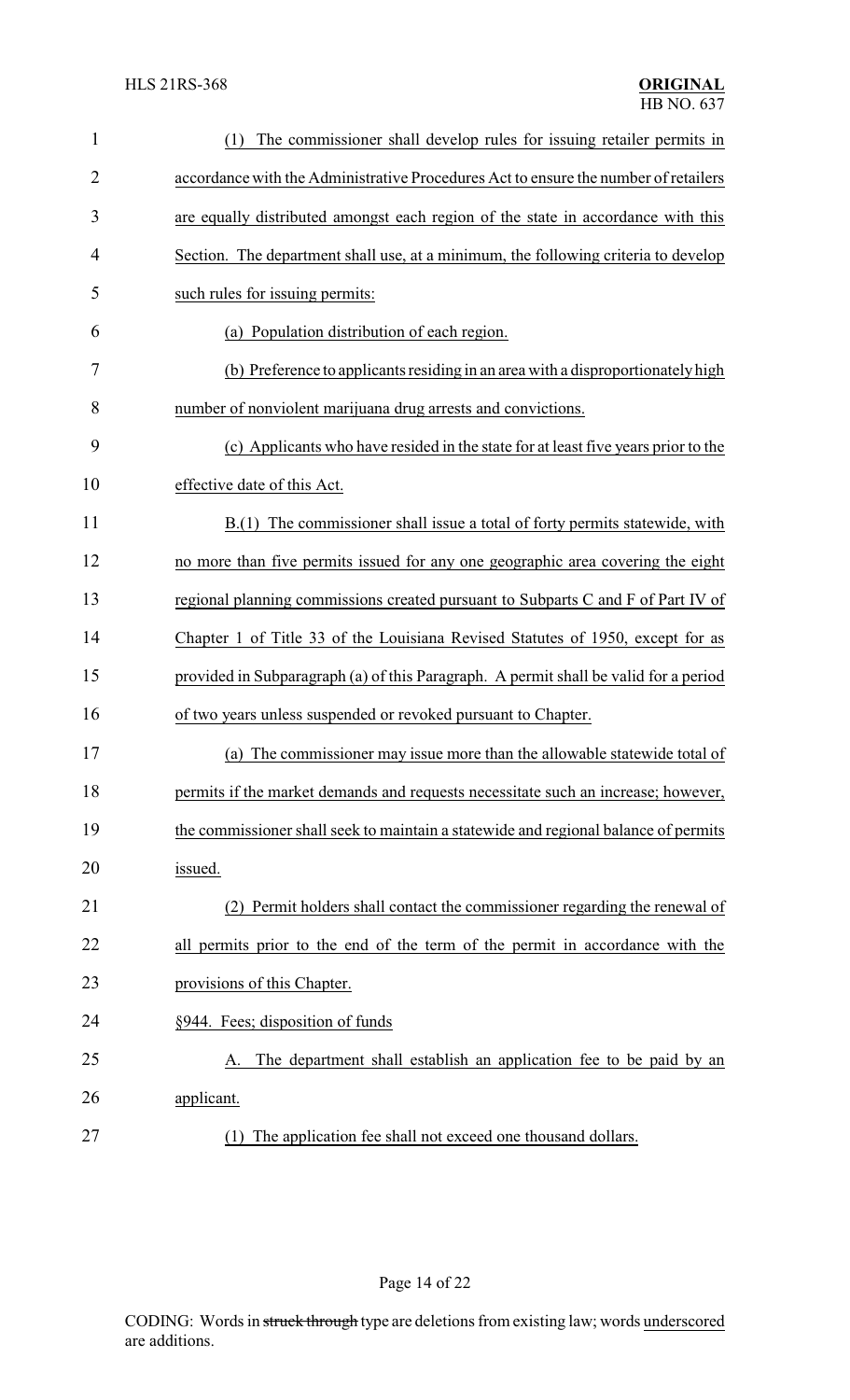(1) The commissioner shall develop rules for issuing retailer permits in accordance with the Administrative Procedures Act to ensure the number of retailers are equally distributed amongst each region of the state in accordance with this Section. The department shall use, at a minimum, the following criteria to develop such rules for issuing permits:

(a) Population distribution of each region.

(b) Preference to applicants residing in an area with a disproportionately high number of nonviolent marijuana drug arrests and convictions.

(c) Applicants who have resided in the state for at least five years prior to the effective date of this Act.

B.(1) The commissioner shall issue a total of forty permits statewide, with no more than five permits issued for any one geographic area covering the eight regional planning commissions created pursuant to Subparts C and F of Part IV of Chapter 1 of Title 33 of the Louisiana Revised Statutes of 1950, except for as provided in Subparagraph (a) of this Paragraph. A permit shall be valid for a period of two years unless suspended or revoked pursuant to Chapter.

(a) The commissioner may issue more than the allowable statewide total of permits if the market demands and requests necessitate such an increase; however, the commissioner shall seek to maintain a statewide and regional balance of permits issued.

(2) Permit holders shall contact the commissioner regarding the renewal of all permits prior to the end of the term of the permit in accordance with the provisions of this Chapter.

§944. Fees; disposition of funds

A. The department shall establish an application fee to be paid by an applicant.

(1) The application fee shall not exceed one thousand dollars.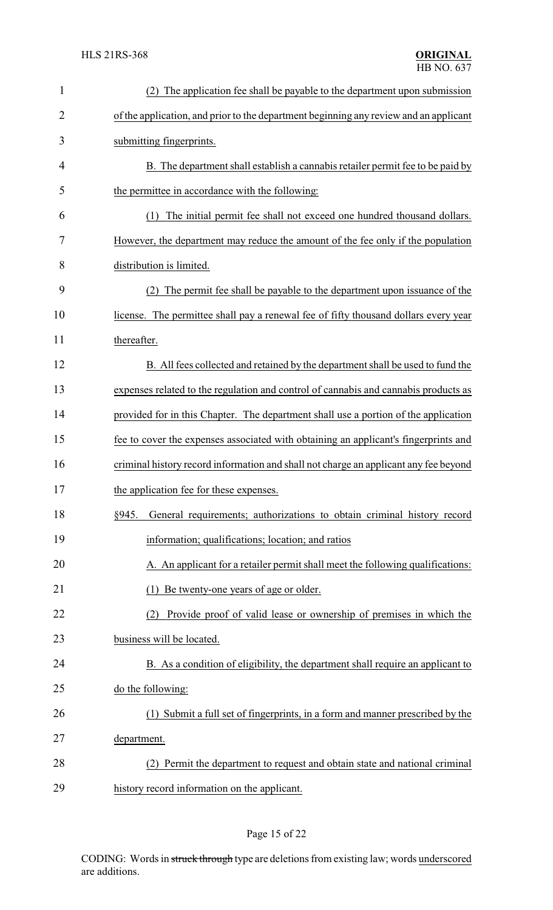(2) The application fee shall be payable to the department upon submission of the application, and prior to the department beginning any review and an applicant submitting fingerprints.

B. The department shall establish a cannabis retailer permit fee to be paid by the permittee in accordance with the following:

(1) The initial permit fee shall not exceed one hundred thousand dollars. However, the department may reduce the amount of the fee only if the population distribution is limited.

(2) The permit fee shall be payable to the department upon issuance of the license. The permittee shall pay a renewal fee of fifty thousand dollars every year thereafter.

B. All fees collected and retained by the department shall be used to fund the expenses related to the regulation and control of cannabis and cannabis products as provided for in this Chapter. The department shall use a portion of the application fee to cover the expenses associated with obtaining an applicant's fingerprints and criminal history record information and shall not charge an applicant any fee beyond the application fee for these expenses.

§945. General requirements; authorizations to obtain criminal history record information; qualifications; location; and ratios

A. An applicant for a retailer permit shall meet the following qualifications:

(1) Be twenty-one years of age or older.

(2) Provide proof of valid lease or ownership of premises in which the business will be located.

B. As a condition of eligibility, the department shall require an applicant to do the following:

(1) Submit a full set of fingerprints, in a form and manner prescribed by the department.

(2) Permit the department to request and obtain state and national criminal history record information on the applicant.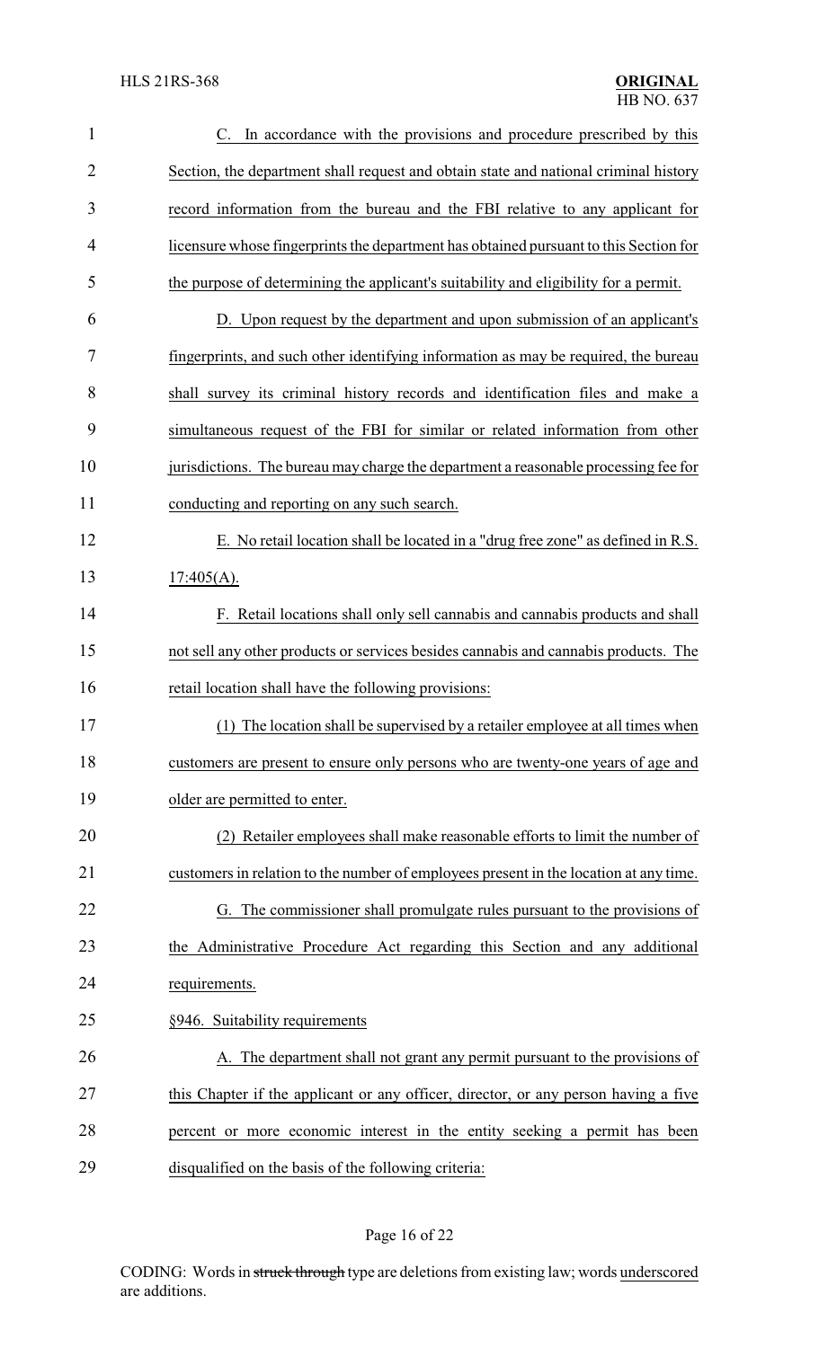C. In accordance with the provisions and procedure prescribed by this Section, the department shall request and obtain state and national criminal history record information from the bureau and the FBI relative to any applicant for licensure whose fingerprints the department has obtained pursuant to this Section for the purpose of determining the applicant's suitability and eligibility for a permit.

D. Upon request by the department and upon submission of an applicant's fingerprints, and such other identifying information as may be required, the bureau shall survey its criminal history records and identification files and make a simultaneous request of the FBI for similar or related information from other jurisdictions. The bureau may charge the department a reasonable processing fee for conducting and reporting on any such search.

E. No retail location shall be located in a "drug free zone" as defined in R.S. 17:405(A).

F. Retail locations shall only sell cannabis and cannabis products and shall not sell any other products or services besides cannabis and cannabis products. The retail location shall have the following provisions:

(1) The location shall be supervised by a retailer employee at all times when customers are present to ensure only persons who are twenty-one years of age and older are permitted to enter.

(2) Retailer employees shall make reasonable efforts to limit the number of customers in relation to the number of employees present in the location at any time.

G. The commissioner shall promulgate rules pursuant to the provisions of the Administrative Procedure Act regarding this Section and any additional requirements.

§946. Suitability requirements

A. The department shall not grant any permit pursuant to the provisions of this Chapter if the applicant or any officer, director, or any person having a five percent or more economic interest in the entity seeking a permit has been disqualified on the basis of the following criteria: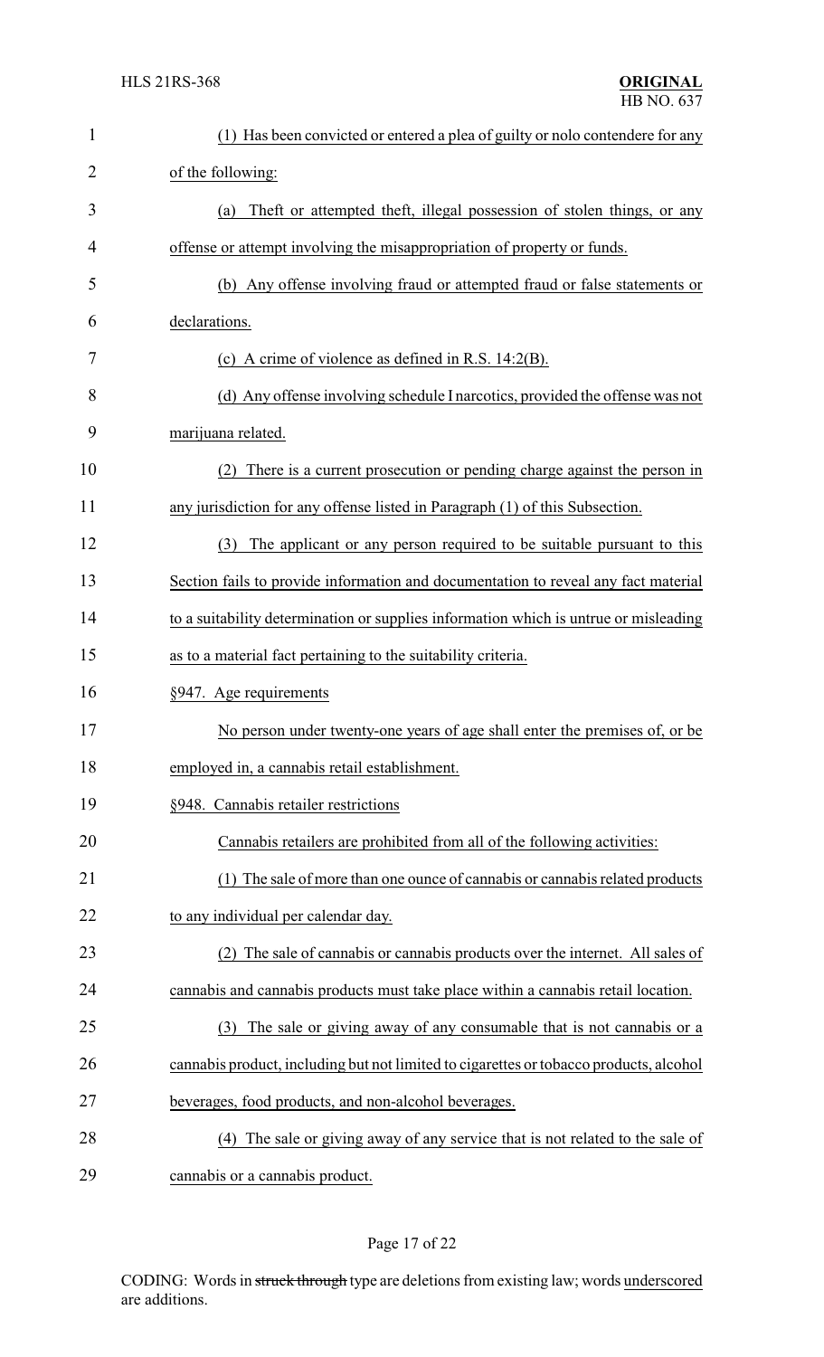(1) Has been convicted or entered a plea of guilty or nolo contendere for any of the following:

(a) Theft or attempted theft, illegal possession of stolen things, or any offense or attempt involving the misappropriation of property or funds.

(b) Any offense involving fraud or attempted fraud or false statements or declarations.

(c) A crime of violence as defined in R.S. 14:2(B).

(d) Any offense involving schedule I narcotics, provided the offense was not marijuana related.

(2) There is a current prosecution or pending charge against the person in any jurisdiction for any offense listed in Paragraph (1) of this Subsection.

(3) The applicant or any person required to be suitable pursuant to this Section fails to provide information and documentation to reveal any fact material to a suitability determination or supplies information which is untrue or misleading as to a material fact pertaining to the suitability criteria.

§947. Age requirements

No person under twenty-one years of age shall enter the premises of, or be employed in, a cannabis retail establishment.

§948. Cannabis retailer restrictions

Cannabis retailers are prohibited from all of the following activities:

(1) The sale of more than one ounce of cannabis or cannabis related products to any individual per calendar day.

(2) The sale of cannabis or cannabis products over the internet. All sales of cannabis and cannabis products must take place within a cannabis retail location.

(3) The sale or giving away of any consumable that is not cannabis or a cannabis product, including but not limited to cigarettes or tobacco products, alcohol beverages, food products, and non-alcohol beverages.

(4) The sale or giving away of any service that is not related to the sale of cannabis or a cannabis product.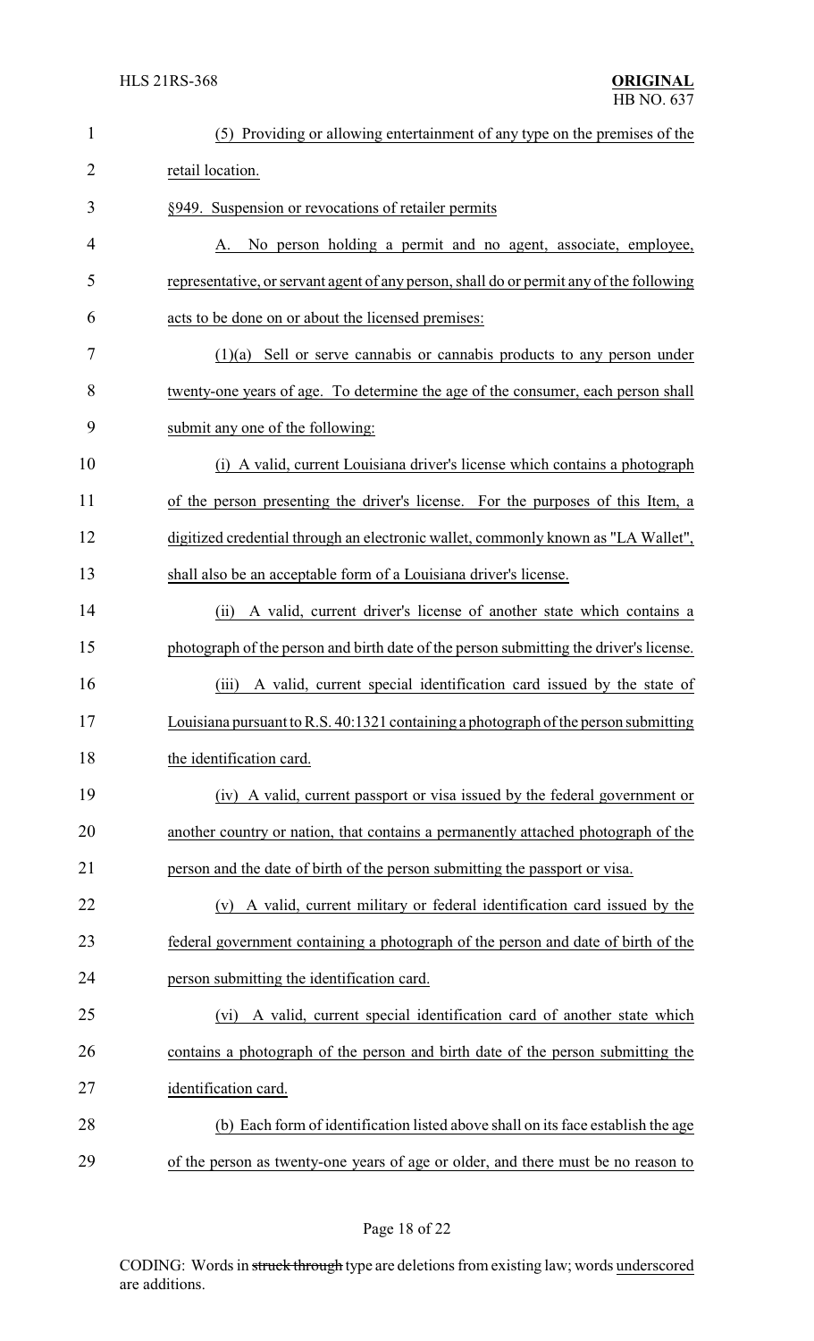(5) Providing or allowing entertainment of any type on the premises of the retail location.

§949. Suspension or revocations of retailer permits

A. No person holding a permit and no agent, associate, employee, representative, or servant agent of any person, shall do or permit any of the following acts to be done on or about the licensed premises:

(1)(a) Sell or serve cannabis or cannabis products to any person under twenty-one years of age. To determine the age of the consumer, each person shall submit any one of the following:

(i) A valid, current Louisiana driver's license which contains a photograph of the person presenting the driver's license. For the purposes of this Item, a digitized credential through an electronic wallet, commonly known as "LA Wallet", shall also be an acceptable form of a Louisiana driver's license.

(ii) A valid, current driver's license of another state which contains a photograph of the person and birth date of the person submitting the driver's license.

(iii) A valid, current special identification card issued by the state of Louisiana pursuant to R.S. 40:1321 containing a photograph of the person submitting the identification card.

(iv) A valid, current passport or visa issued by the federal government or another country or nation, that contains a permanently attached photograph of the person and the date of birth of the person submitting the passport or visa.

(v) A valid, current military or federal identification card issued by the federal government containing a photograph of the person and date of birth of the person submitting the identification card.

(vi) A valid, current special identification card of another state which contains a photograph of the person and birth date of the person submitting the identification card.

(b) Each form of identification listed above shall on its face establish the age of the person as twenty-one years of age or older, and there must be no reason to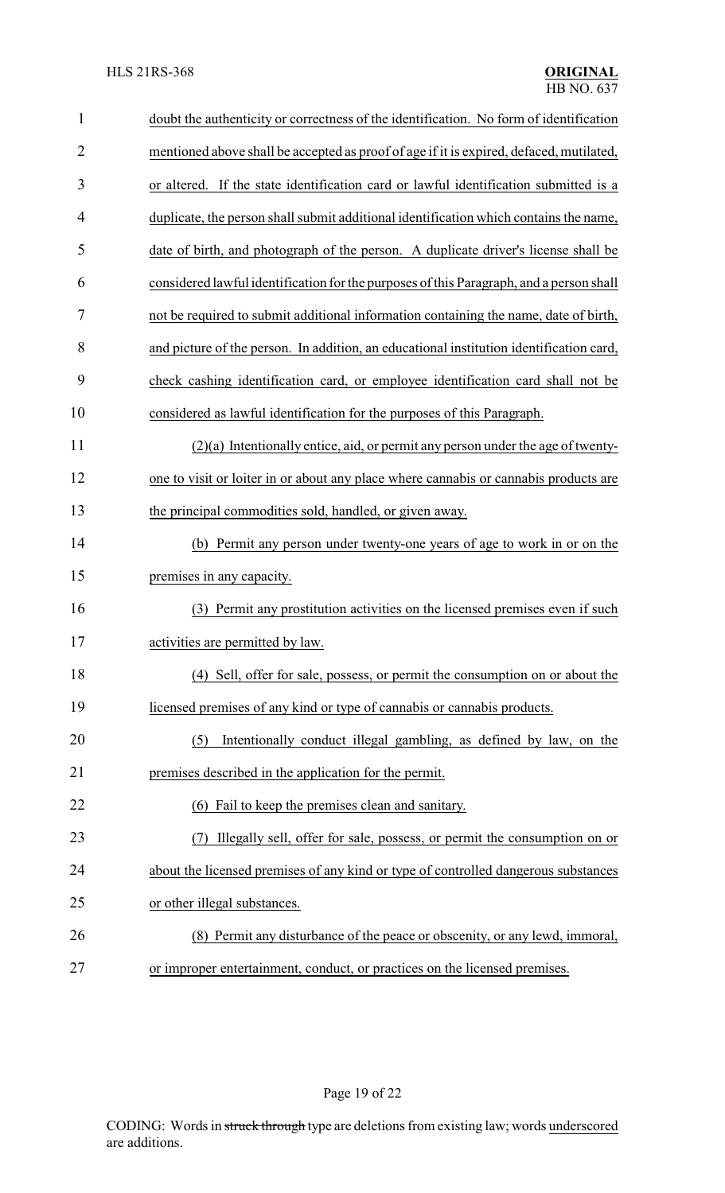doubt the authenticity or correctness of the identification. No form of identification mentioned above shall be accepted as proof of age if it is expired, defaced, mutilated, or altered. If the state identification card or lawful identification submitted is a duplicate, the person shall submit additional identification which contains the name, date of birth, and photograph of the person. A duplicate driver's license shall be considered lawful identification for the purposes of this Paragraph, and a person shall not be required to submit additional information containing the name, date of birth, and picture of the person. In addition, an educational institution identification card, check cashing identification card, or employee identification card shall not be considered as lawful identification for the purposes of this Paragraph.

(2)(a) Intentionally entice, aid, or permit any person under the age of twenty-one to visit or loiter in or about any place where cannabis or cannabis products are the principal commodities sold, handled, or given away.

(b) Permit any person under twenty-one years of age to work in or on the premises in any capacity.

(3) Permit any prostitution activities on the licensed premises even if such activities are permitted by law.

(4) Sell, offer for sale, possess, or permit the consumption on or about the licensed premises of any kind or type of cannabis or cannabis products.

(5) Intentionally conduct illegal gambling, as defined by law, on the premises described in the application for the permit.

(6) Fail to keep the premises clean and sanitary.

(7) Illegally sell, offer for sale, possess, or permit the consumption on or about the licensed premises of any kind or type of controlled dangerous substances or other illegal substances.

(8) Permit any disturbance of the peace or obscenity, or any lewd, immoral, or improper entertainment, conduct, or practices on the licensed premises.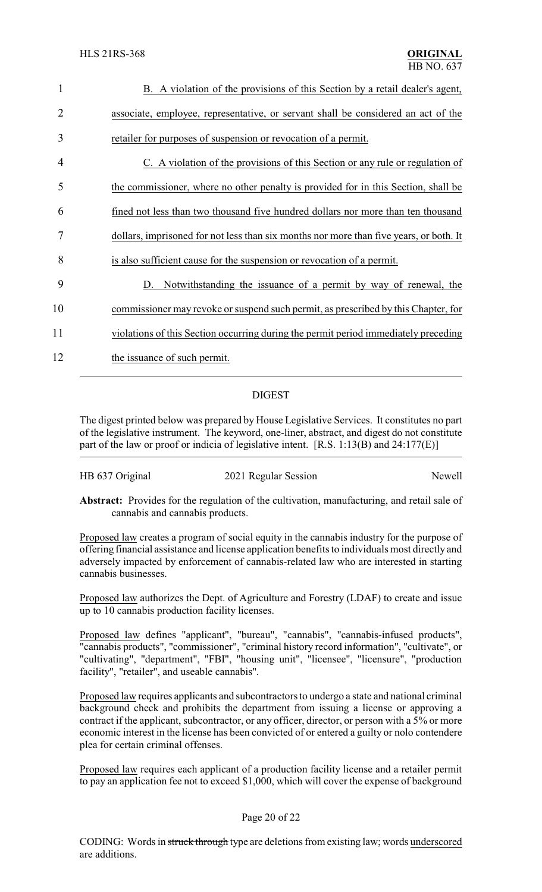B. A violation of the provisions of this Section by a retail dealer's agent, associate, employee, representative, or servant shall be considered an act of the retailer for purposes of suspension or revocation of a permit.

C. A violation of the provisions of this Section or any rule or regulation of the commissioner, where no other penalty is provided for in this Section, shall be fined not less than two thousand five hundred dollars nor more than ten thousand dollars, imprisoned for not less than six months nor more than five years, or both. It is also sufficient cause for the suspension or revocation of a permit.

D. Notwithstanding the issuance of a permit by way of renewal, the commissioner may revoke or suspend such permit, as prescribed by this Chapter, for violations of this Section occurring during the permit period immediately preceding the issuance of such permit.

## DIGEST

The digest printed below was prepared by House Legislative Services. It constitutes no part of the legislative instrument. The keyword, one-liner, abstract, and digest do not constitute part of the law or proof or indicia of legislative intent. [R.S. 1:13(B) and 24:177(E)]

HB 637 Original — 2021 Regular Session — Newell

**Abstract:** Provides for the regulation of the cultivation, manufacturing, and retail sale of cannabis and cannabis products.

Proposed law creates a program of social equity in the cannabis industry for the purpose of offering financial assistance and license application benefits to individuals most directly and adversely impacted by enforcement of cannabis-related law who are interested in starting cannabis businesses.

Proposed law authorizes the Dept. of Agriculture and Forestry (LDAF) to create and issue up to 10 cannabis production facility licenses.

Proposed law defines "applicant", "bureau", "cannabis", "cannabis-infused products", "cannabis products", "commissioner", "criminal history record information", "cultivate", or "cultivating", "department", "FBI", "housing unit", "licensee", "licensure", "production facility", "retailer", and useable cannabis".

Proposed law requires applicants and subcontractors to undergo a state and national criminal background check and prohibits the department from issuing a license or approving a contract if the applicant, subcontractor, or any officer, director, or person with a 5% or more economic interest in the license has been convicted of or entered a guilty or nolo contendere plea for certain criminal offenses.

Proposed law requires each applicant of a production facility license and a retailer permit to pay an application fee not to exceed $1,000, which will cover the expense of background

CODING: Words in ~~struck through~~ type are deletions from existing law; words underscored are additions.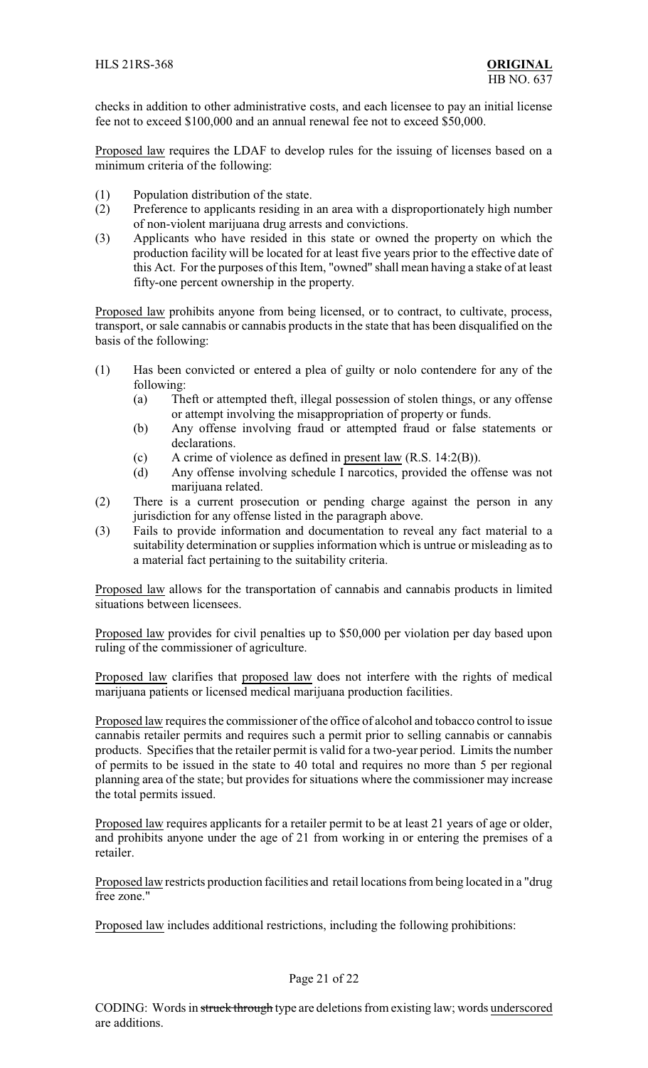checks in addition to other administrative costs, and each licensee to pay an initial license fee not to exceed \$100,000 and an annual renewal fee not to exceed \$50,000.

Proposed law requires the LDAF to develop rules for the issuing of licenses based on a minimum criteria of the following:

(1) Population distribution of the state.
(2) Preference to applicants residing in an area with a disproportionately high number of non-violent marijuana drug arrests and convictions.
(3) Applicants who have resided in this state or owned the property on which the production facility will be located for at least five years prior to the effective date of this Act. For the purposes of this Item, "owned" shall mean having a stake of at least fifty-one percent ownership in the property.

Proposed law prohibits anyone from being licensed, or to contract, to cultivate, process, transport, or sale cannabis or cannabis products in the state that has been disqualified on the basis of the following:

(1) Has been convicted or entered a plea of guilty or nolo contendere for any of the following:
    (a) Theft or attempted theft, illegal possession of stolen things, or any offense or attempt involving the misappropriation of property or funds.
    (b) Any offense involving fraud or attempted fraud or false statements or declarations.
    (c) A crime of violence as defined in present law (R.S. 14:2(B)).
    (d) Any offense involving schedule I narcotics, provided the offense was not marijuana related.
(2) There is a current prosecution or pending charge against the person in any jurisdiction for any offense listed in the paragraph above.
(3) Fails to provide information and documentation to reveal any fact material to a suitability determination or supplies information which is untrue or misleading as to a material fact pertaining to the suitability criteria.

Proposed law allows for the transportation of cannabis and cannabis products in limited situations between licensees.

Proposed law provides for civil penalties up to \$50,000 per violation per day based upon ruling of the commissioner of agriculture.

Proposed law clarifies that proposed law does not interfere with the rights of medical marijuana patients or licensed medical marijuana production facilities.

Proposed law requires the commissioner of the office of alcohol and tobacco control to issue cannabis retailer permits and requires such a permit prior to selling cannabis or cannabis products. Specifies that the retailer permit is valid for a two-year period. Limits the number of permits to be issued in the state to 40 total and requires no more than 5 per regional planning area of the state; but provides for situations where the commissioner may increase the total permits issued.

Proposed law requires applicants for a retailer permit to be at least 21 years of age or older, and prohibits anyone under the age of 21 from working in or entering the premises of a retailer.

Proposed law restricts production facilities and retail locations from being located in a "drug free zone."

Proposed law includes additional restrictions, including the following prohibitions: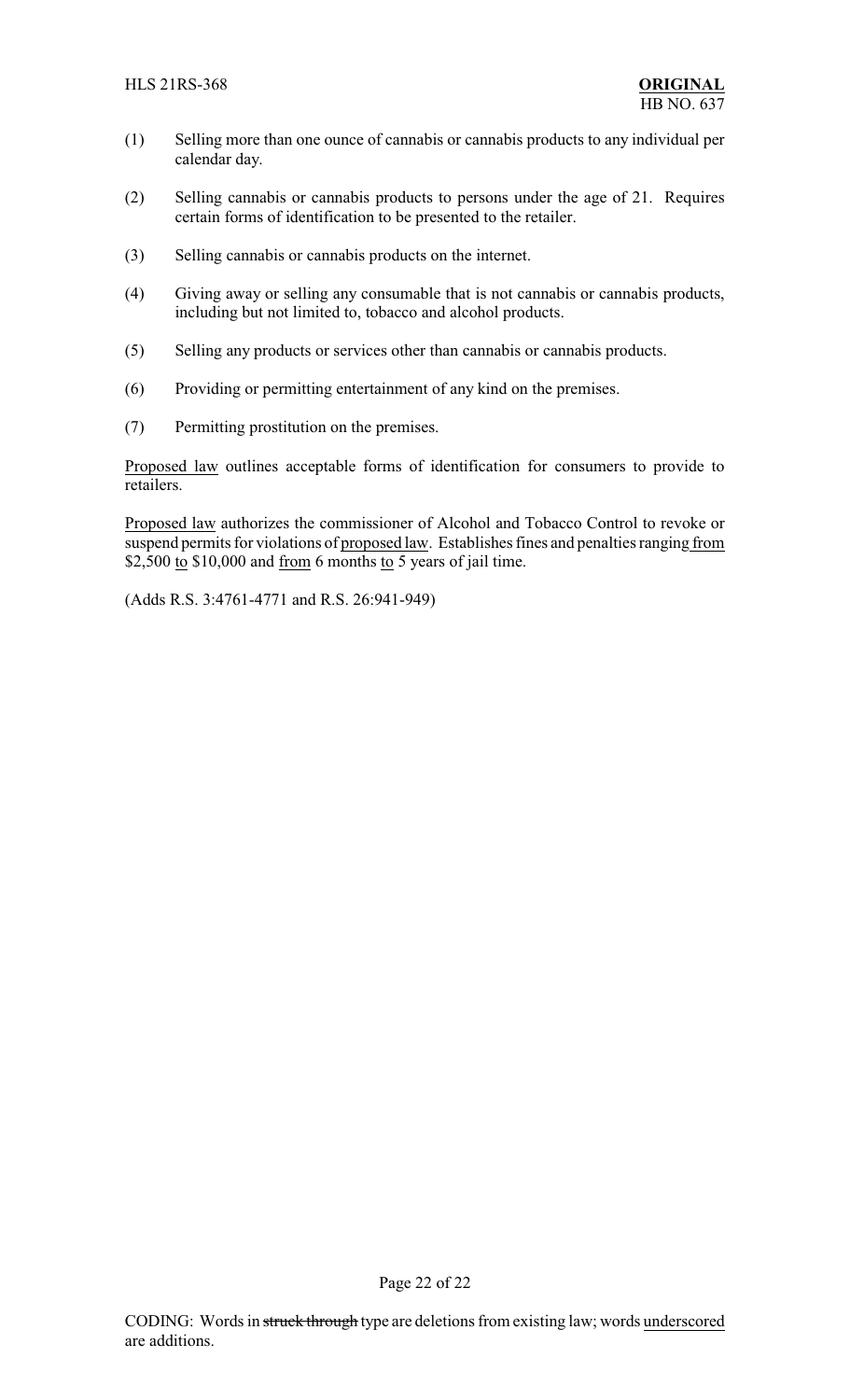(1) Selling more than one ounce of cannabis or cannabis products to any individual per calendar day.

(2) Selling cannabis or cannabis products to persons under the age of 21. Requires certain forms of identification to be presented to the retailer.

(3) Selling cannabis or cannabis products on the internet.

(4) Giving away or selling any consumable that is not cannabis or cannabis products, including but not limited to, tobacco and alcohol products.

(5) Selling any products or services other than cannabis or cannabis products.

(6) Providing or permitting entertainment of any kind on the premises.

(7) Permitting prostitution on the premises.

Proposed law outlines acceptable forms of identification for consumers to provide to retailers.

Proposed law authorizes the commissioner of Alcohol and Tobacco Control to revoke or suspend permits for violations of proposed law. Establishes fines and penalties ranging from \$2,500 to \$10,000 and from 6 months to 5 years of jail time.

(Adds R.S. 3:4761-4771 and R.S. 26:941-949)